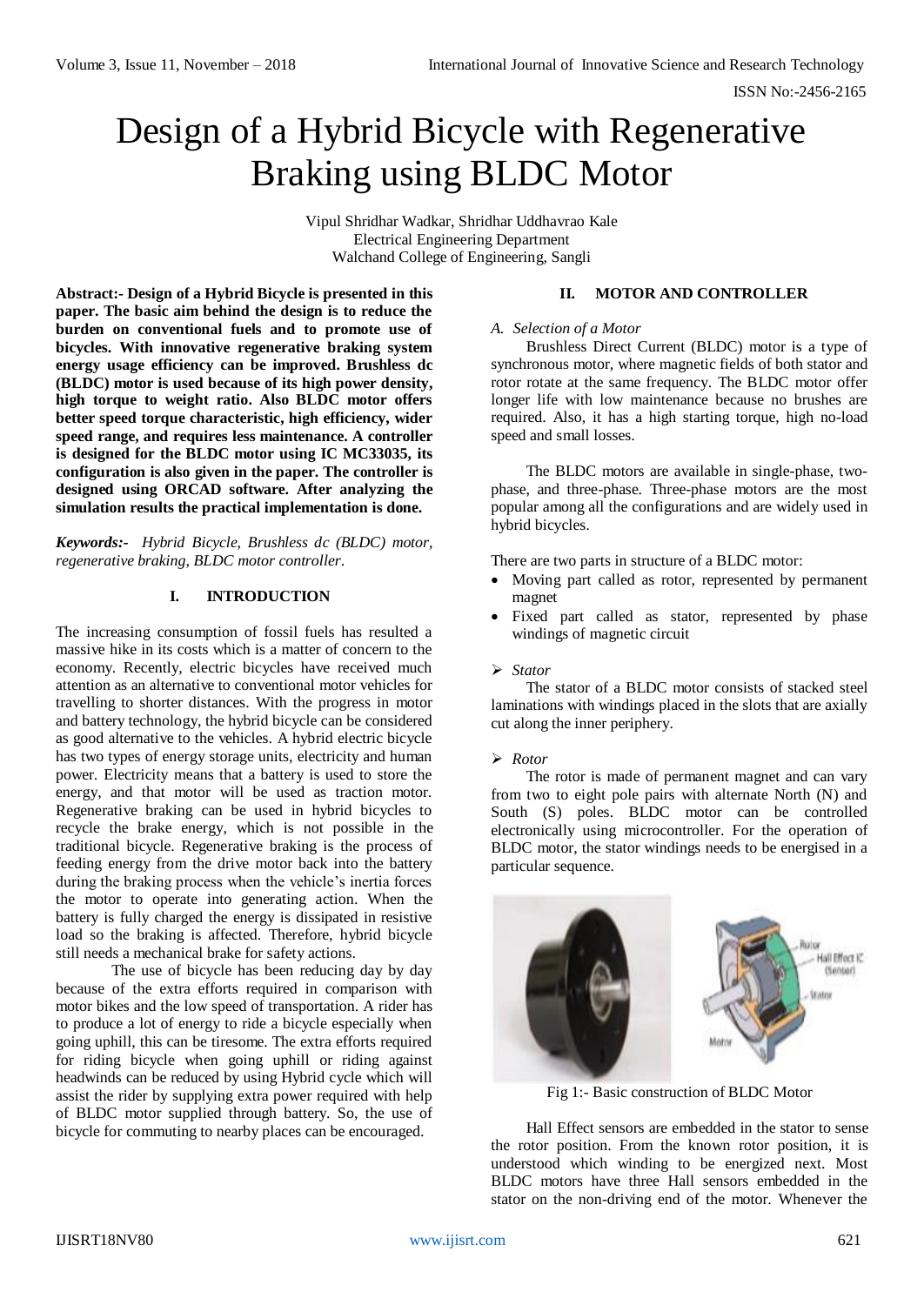# Design of a Hybrid Bicycle with Regenerative Braking using BLDC Motor

Vipul Shridhar Wadkar, Shridhar Uddhavrao Kale
Electrical Engineering Department
Walchand College of Engineering, Sangli

**Abstract:- Design of a Hybrid Bicycle is presented in this paper. The basic aim behind the design is to reduce the burden on conventional fuels and to promote use of bicycles. With innovative regenerative braking system energy usage efficiency can be improved. Brushless dc (BLDC) motor is used because of its high power density, high torque to weight ratio. Also BLDC motor offers better speed torque characteristic, high efficiency, wider speed range, and requires less maintenance. A controller is designed for the BLDC motor using IC MC33035, its configuration is also given in the paper. The controller is designed using ORCAD software. After analyzing the simulation results the practical implementation is done.**

***Keywords:-*** *Hybrid Bicycle, Brushless dc (BLDC) motor, regenerative braking, BLDC motor controller.*

## I. INTRODUCTION

The increasing consumption of fossil fuels has resulted a massive hike in its costs which is a matter of concern to the economy. Recently, electric bicycles have received much attention as an alternative to conventional motor vehicles for travelling to shorter distances. With the progress in motor and battery technology, the hybrid bicycle can be considered as good alternative to the vehicles. A hybrid electric bicycle has two types of energy storage units, electricity and human power. Electricity means that a battery is used to store the energy, and that motor will be used as traction motor. Regenerative braking can be used in hybrid bicycles to recycle the brake energy, which is not possible in the traditional bicycle. Regenerative braking is the process of feeding energy from the drive motor back into the battery during the braking process when the vehicle's inertia forces the motor to operate into generating action. When the battery is fully charged the energy is dissipated in resistive load so the braking is affected. Therefore, hybrid bicycle still needs a mechanical brake for safety actions.

The use of bicycle has been reducing day by day because of the extra efforts required in comparison with motor bikes and the low speed of transportation. A rider has to produce a lot of energy to ride a bicycle especially when going uphill, this can be tiresome. The extra efforts required for riding bicycle when going uphill or riding against headwinds can be reduced by using Hybrid cycle which will assist the rider by supplying extra power required with help of BLDC motor supplied through battery. So, the use of bicycle for commuting to nearby places can be encouraged.

## II. MOTOR AND CONTROLLER

### *A. Selection of a Motor*

Brushless Direct Current (BLDC) motor is a type of synchronous motor, where magnetic fields of both stator and rotor rotate at the same frequency. The BLDC motor offer longer life with low maintenance because no brushes are required. Also, it has a high starting torque, high no-load speed and small losses.

The BLDC motors are available in single-phase, two-phase, and three-phase. Three-phase motors are the most popular among all the configurations and are widely used in hybrid bicycles.

There are two parts in structure of a BLDC motor:

- Moving part called as rotor, represented by permanent magnet
- Fixed part called as stator, represented by phase windings of magnetic circuit

#### *Stator*

The stator of a BLDC motor consists of stacked steel laminations with windings placed in the slots that are axially cut along the inner periphery.

#### *Rotor*

The rotor is made of permanent magnet and can vary from two to eight pole pairs with alternate North (N) and South (S) poles. BLDC motor can be controlled electronically using microcontroller. For the operation of BLDC motor, the stator windings needs to be energised in a particular sequence.

Fig 1:- Basic construction of BLDC Motor

Hall Effect sensors are embedded in the stator to sense the rotor position. From the known rotor position, it is understood which winding to be energized next. Most BLDC motors have three Hall sensors embedded in the stator on the non-driving end of the motor. Whenever the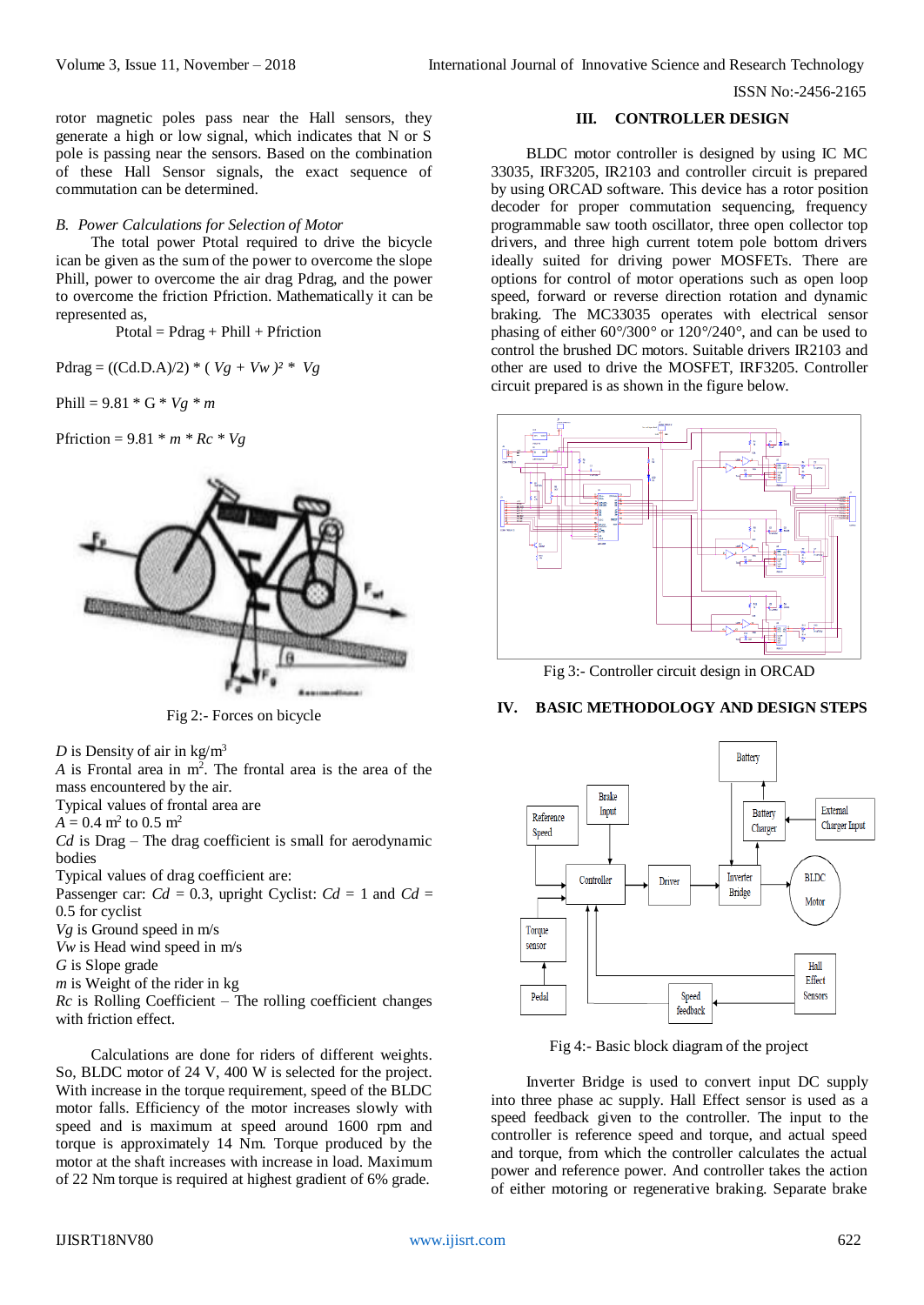rotor magnetic poles pass near the Hall sensors, they generate a high or low signal, which indicates that N or S pole is passing near the sensors. Based on the combination of these Hall Sensor signals, the exact sequence of commutation can be determined.

### *B. Power Calculations for Selection of Motor*

The total power Ptotal required to drive the bicycle ican be given as the sum of the power to overcome the slope Phill, power to overcome the air drag Pdrag, and the power to overcome the friction Pfriction. Mathematically it can be represented as,

$$P_{total} = P_{drag} + P_{hill} + P_{friction}$$

$$P_{drag} = ((Cd.D.A)/2) * (Vg + Vw)^2 * Vg$$

$$P_{hill} = 9.81 * G * Vg * m$$

$$P_{friction} = 9.81 * m * Rc * Vg$$

Fig 2:- Forces on bicycle

*D* is Density of air in kg/m$^3$
*A* is Frontal area in m$^2$. The frontal area is the area of the mass encountered by the air.
Typical values of frontal area are
$A = 0.4$ m$^2$ to 0.5 m$^2$
*Cd* is Drag – The drag coefficient is small for aerodynamic bodies
Typical values of drag coefficient are:
Passenger car: $Cd = 0.3$, upright Cyclist: $Cd = 1$ and $Cd = 0.5$ for cyclist
*Vg* is Ground speed in m/s
*Vw* is Head wind speed in m/s
*G* is Slope grade
*m* is Weight of the rider in kg
*Rc* is Rolling Coefficient – The rolling coefficient changes with friction effect.

Calculations are done for riders of different weights. So, BLDC motor of 24 V, 400 W is selected for the project. With increase in the torque requirement, speed of the BLDC motor falls. Efficiency of the motor increases slowly with speed and is maximum at speed around 1600 rpm and torque is approximately 14 Nm. Torque produced by the motor at the shaft increases with increase in load. Maximum of 22 Nm torque is required at highest gradient of 6% grade.

## III. CONTROLLER DESIGN

BLDC motor controller is designed by using IC MC 33035, IRF3205, IR2103 and controller circuit is prepared by using ORCAD software. This device has a rotor position decoder for proper commutation sequencing, frequency programmable saw tooth oscillator, three open collector top drivers, and three high current totem pole bottom drivers ideally suited for driving power MOSFETs. There are options for control of motor operations such as open loop speed, forward or reverse direction rotation and dynamic braking. The MC33035 operates with electrical sensor phasing of either 60°/300° or 120°/240°, and can be used to control the brushed DC motors. Suitable drivers IR2103 and other are used to drive the MOSFET, IRF3205. Controller circuit prepared is as shown in the figure below.

Fig 3:- Controller circuit design in ORCAD

## IV. BASIC METHODOLOGY AND DESIGN STEPS

Fig 4:- Basic block diagram of the project

Inverter Bridge is used to convert input DC supply into three phase ac supply. Hall Effect sensor is used as a speed feedback given to the controller. The input to the controller is reference speed and torque, and actual speed and torque, from which the controller calculates the actual power and reference power. And controller takes the action of either motoring or regenerative braking. Separate brake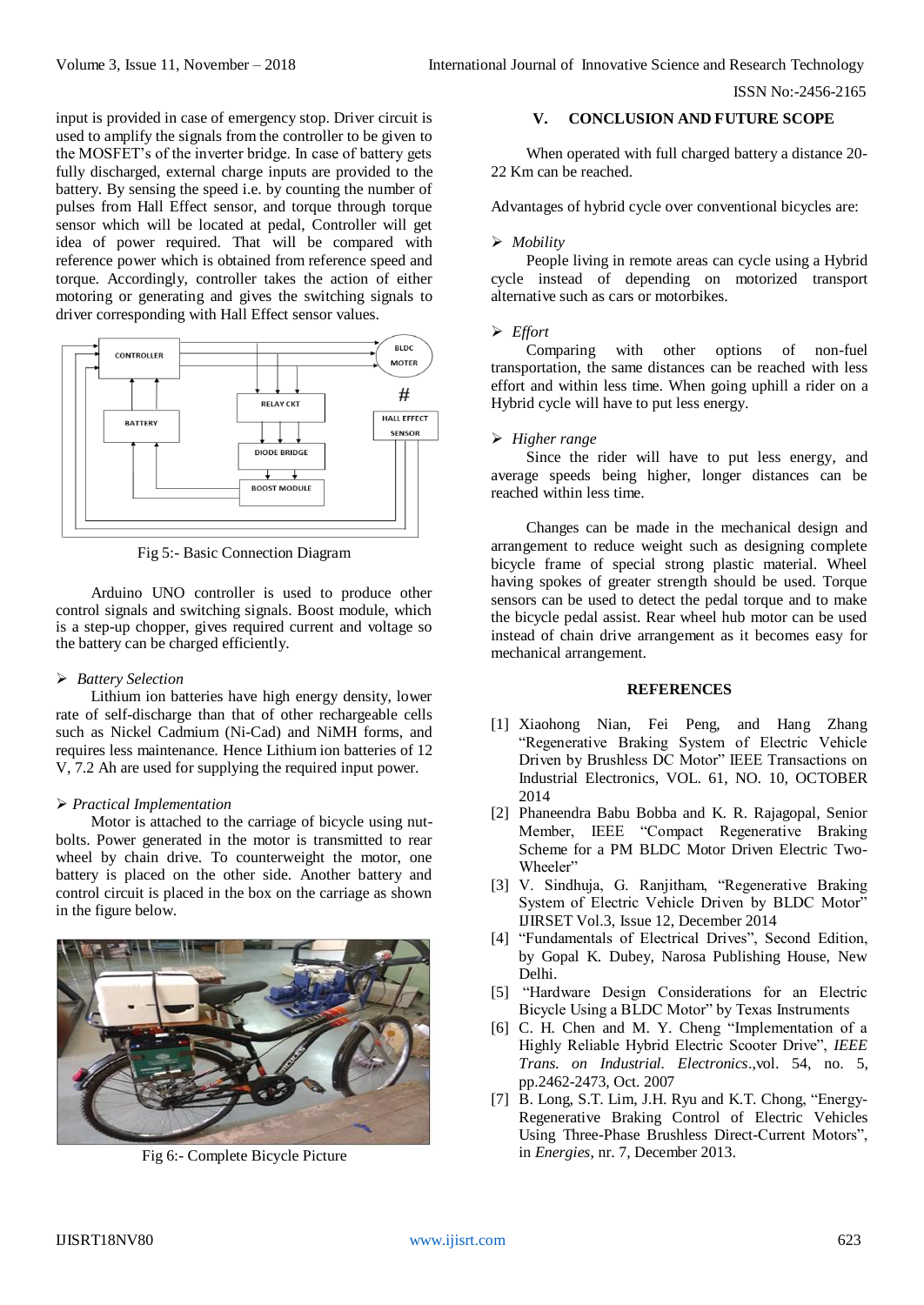input is provided in case of emergency stop. Driver circuit is used to amplify the signals from the controller to be given to the MOSFET's of the inverter bridge. In case of battery gets fully discharged, external charge inputs are provided to the battery. By sensing the speed i.e. by counting the number of pulses from Hall Effect sensor, and torque through torque sensor which will be located at pedal, Controller will get idea of power required. That will be compared with reference power which is obtained from reference speed and torque. Accordingly, controller takes the action of either motoring or generating and gives the switching signals to driver corresponding with Hall Effect sensor values.

CONTROLLER

BLDC MOTER

#

RELAY CKT

BATTERY

HALL EFFECT SENSOR

DIODE BRIDGE

BOOST MODULE

Fig 5:- Basic Connection Diagram

Arduino UNO controller is used to produce other control signals and switching signals. Boost module, which is a step-up chopper, gives required current and voltage so the battery can be charged efficiently.

➢ *Battery Selection*

Lithium ion batteries have high energy density, lower rate of self-discharge than that of other rechargeable cells such as Nickel Cadmium (Ni-Cad) and NiMH forms, and requires less maintenance. Hence Lithium ion batteries of 12 V, 7.2 Ah are used for supplying the required input power.

➢ *Practical Implementation*

Motor is attached to the carriage of bicycle using nut-bolts. Power generated in the motor is transmitted to rear wheel by chain drive. To counterweight the motor, one battery is placed on the other side. Another battery and control circuit is placed in the box on the carriage as shown in the figure below.

Fig 6:- Complete Bicycle Picture

## V. CONCLUSION AND FUTURE SCOPE

When operated with full charged battery a distance 20-22 Km can be reached.

Advantages of hybrid cycle over conventional bicycles are:

➢ *Mobility*

People living in remote areas can cycle using a Hybrid cycle instead of depending on motorized transport alternative such as cars or motorbikes.

➢ *Effort*

Comparing with other options of non-fuel transportation, the same distances can be reached with less effort and within less time. When going uphill a rider on a Hybrid cycle will have to put less energy.

➢ *Higher range*

Since the rider will have to put less energy, and average speeds being higher, longer distances can be reached within less time.

Changes can be made in the mechanical design and arrangement to reduce weight such as designing complete bicycle frame of special strong plastic material. Wheel having spokes of greater strength should be used. Torque sensors can be used to detect the pedal torque and to make the bicycle pedal assist. Rear wheel hub motor can be used instead of chain drive arrangement as it becomes easy for mechanical arrangement.

## REFERENCES

[1] Xiaohong Nian, Fei Peng, and Hang Zhang "Regenerative Braking System of Electric Vehicle Driven by Brushless DC Motor" IEEE Transactions on Industrial Electronics, VOL. 61, NO. 10, OCTOBER 2014

[2] Phaneendra Babu Bobba and K. R. Rajagopal, Senior Member, IEEE "Compact Regenerative Braking Scheme for a PM BLDC Motor Driven Electric Two-Wheeler"

[3] V. Sindhuja, G. Ranjitham, "Regenerative Braking System of Electric Vehicle Driven by BLDC Motor" IJIRSET Vol.3, Issue 12, December 2014

[4] "Fundamentals of Electrical Drives", Second Edition, by Gopal K. Dubey, Narosa Publishing House, New Delhi.

[5] "Hardware Design Considerations for an Electric Bicycle Using a BLDC Motor" by Texas Instruments

[6] C. H. Chen and M. Y. Cheng "Implementation of a Highly Reliable Hybrid Electric Scooter Drive", *IEEE Trans. on Industrial. Electronics*.,vol. 54, no. 5, pp.2462-2473, Oct. 2007

[7] B. Long, S.T. Lim, J.H. Ryu and K.T. Chong, "Energy-Regenerative Braking Control of Electric Vehicles Using Three-Phase Brushless Direct-Current Motors", in *Energies*, nr. 7, December 2013.